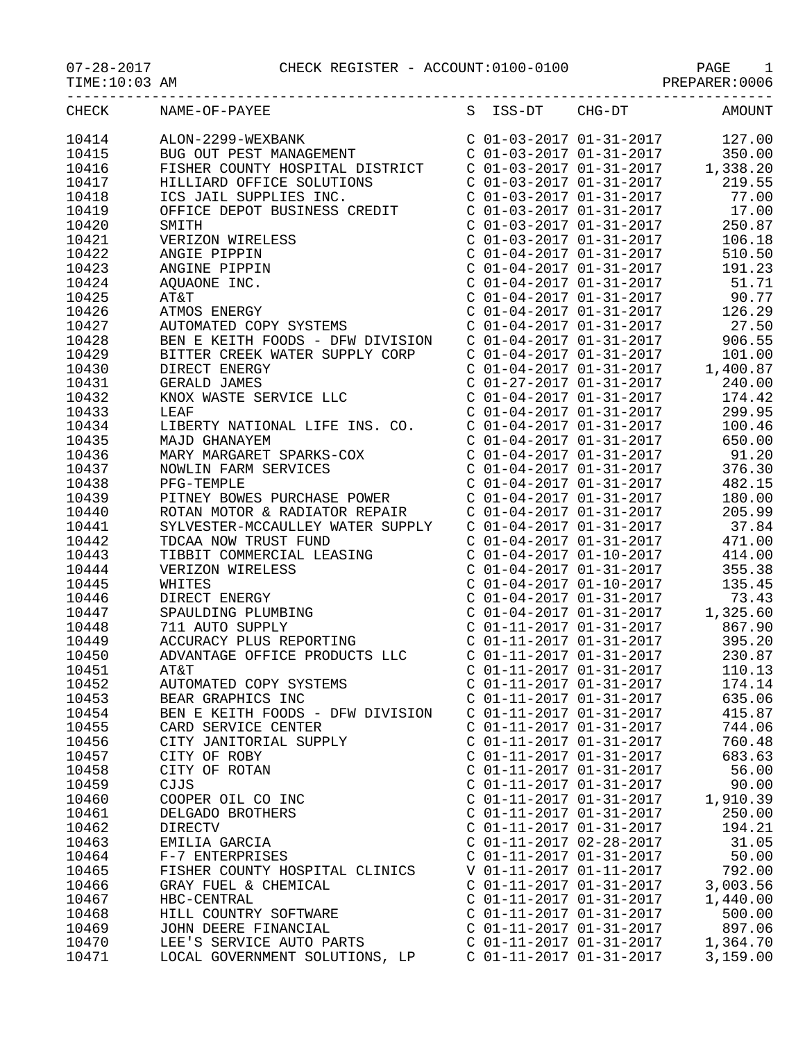07-28-2017 CHECK REGISTER - ACCOUNT:0100-0100

TIME:10:03 AM PREPARER:0006

| CHECK | NAME-OF-PAYEE | S | ISS-DT | CHG-DT | AMOUNT |
|---|---|---|---|---|---|
| 10414 | ALON-2299-WEXBANK | C | 01-03-2017 | 01-31-2017 | 127.00 |
| 10415 | BUG OUT PEST MANAGEMENT | C | 01-03-2017 | 01-31-2017 | 350.00 |
| 10416 | FISHER COUNTY HOSPITAL DISTRICT | C | 01-03-2017 | 01-31-2017 | 1,338.20 |
| 10417 | HILLIARD OFFICE SOLUTIONS | C | 01-03-2017 | 01-31-2017 | 219.55 |
| 10418 | ICS JAIL SUPPLIES INC. | C | 01-03-2017 | 01-31-2017 | 77.00 |
| 10419 | OFFICE DEPOT BUSINESS CREDIT | C | 01-03-2017 | 01-31-2017 | 17.00 |
| 10420 | SMITH | C | 01-03-2017 | 01-31-2017 | 250.87 |
| 10421 | VERIZON WIRELESS | C | 01-03-2017 | 01-31-2017 | 106.18 |
| 10422 | ANGIE PIPPIN | C | 01-04-2017 | 01-31-2017 | 510.50 |
| 10423 | ANGINE PIPPIN | C | 01-04-2017 | 01-31-2017 | 191.23 |
| 10424 | AQUAONE INC. | C | 01-04-2017 | 01-31-2017 | 51.71 |
| 10425 | AT&T | C | 01-04-2017 | 01-31-2017 | 90.77 |
| 10426 | ATMOS ENERGY | C | 01-04-2017 | 01-31-2017 | 126.29 |
| 10427 | AUTOMATED COPY SYSTEMS | C | 01-04-2017 | 01-31-2017 | 27.50 |
| 10428 | BEN E KEITH FOODS - DFW DIVISION | C | 01-04-2017 | 01-31-2017 | 906.55 |
| 10429 | BITTER CREEK WATER SUPPLY CORP | C | 01-04-2017 | 01-31-2017 | 101.00 |
| 10430 | DIRECT ENERGY | C | 01-04-2017 | 01-31-2017 | 1,400.87 |
| 10431 | GERALD JAMES | C | 01-27-2017 | 01-31-2017 | 240.00 |
| 10432 | KNOX WASTE SERVICE LLC | C | 01-04-2017 | 01-31-2017 | 174.42 |
| 10433 | LEAF | C | 01-04-2017 | 01-31-2017 | 299.95 |
| 10434 | LIBERTY NATIONAL LIFE INS. CO. | C | 01-04-2017 | 01-31-2017 | 100.46 |
| 10435 | MAJD GHANAYEM | C | 01-04-2017 | 01-31-2017 | 650.00 |
| 10436 | MARY MARGARET SPARKS-COX | C | 01-04-2017 | 01-31-2017 | 91.20 |
| 10437 | NOWLIN FARM SERVICES | C | 01-04-2017 | 01-31-2017 | 376.30 |
| 10438 | PFG-TEMPLE | C | 01-04-2017 | 01-31-2017 | 482.15 |
| 10439 | PITNEY BOWES PURCHASE POWER | C | 01-04-2017 | 01-31-2017 | 180.00 |
| 10440 | ROTAN MOTOR & RADIATOR REPAIR | C | 01-04-2017 | 01-31-2017 | 205.99 |
| 10441 | SYLVESTER-MCCAULLEY WATER SUPPLY | C | 01-04-2017 | 01-31-2017 | 37.84 |
| 10442 | TDCAA NOW TRUST FUND | C | 01-04-2017 | 01-31-2017 | 471.00 |
| 10443 | TIBBIT COMMERCIAL LEASING | C | 01-04-2017 | 01-10-2017 | 414.00 |
| 10444 | VERIZON WIRELESS | C | 01-04-2017 | 01-31-2017 | 355.38 |
| 10445 | WHITES | C | 01-04-2017 | 01-10-2017 | 135.45 |
| 10446 | DIRECT ENERGY | C | 01-04-2017 | 01-31-2017 | 73.43 |
| 10447 | SPAULDING PLUMBING | C | 01-04-2017 | 01-31-2017 | 1,325.60 |
| 10448 | 711 AUTO SUPPLY | C | 01-11-2017 | 01-31-2017 | 867.90 |
| 10449 | ACCURACY PLUS REPORTING | C | 01-11-2017 | 01-31-2017 | 395.20 |
| 10450 | ADVANTAGE OFFICE PRODUCTS LLC | C | 01-11-2017 | 01-31-2017 | 230.87 |
| 10451 | AT&T | C | 01-11-2017 | 01-31-2017 | 110.13 |
| 10452 | AUTOMATED COPY SYSTEMS | C | 01-11-2017 | 01-31-2017 | 174.14 |
| 10453 | BEAR GRAPHICS INC | C | 01-11-2017 | 01-31-2017 | 635.06 |
| 10454 | BEN E KEITH FOODS - DFW DIVISION | C | 01-11-2017 | 01-31-2017 | 415.87 |
| 10455 | CARD SERVICE CENTER | C | 01-11-2017 | 01-31-2017 | 744.06 |
| 10456 | CITY JANITORIAL SUPPLY | C | 01-11-2017 | 01-31-2017 | 760.48 |
| 10457 | CITY OF ROBY | C | 01-11-2017 | 01-31-2017 | 683.63 |
| 10458 | CITY OF ROTAN | C | 01-11-2017 | 01-31-2017 | 56.00 |
| 10459 | CJJS | C | 01-11-2017 | 01-31-2017 | 90.00 |
| 10460 | COOPER OIL CO INC | C | 01-11-2017 | 01-31-2017 | 1,910.39 |
| 10461 | DELGADO BROTHERS | C | 01-11-2017 | 01-31-2017 | 250.00 |
| 10462 | DIRECTV | C | 01-11-2017 | 01-31-2017 | 194.21 |
| 10463 | EMILIA GARCIA | C | 01-11-2017 | 02-28-2017 | 31.05 |
| 10464 | F-7 ENTERPRISES | C | 01-11-2017 | 01-31-2017 | 50.00 |
| 10465 | FISHER COUNTY HOSPITAL CLINICS | V | 01-11-2017 | 01-11-2017 | 792.00 |
| 10466 | GRAY FUEL & CHEMICAL | C | 01-11-2017 | 01-31-2017 | 3,003.56 |
| 10467 | HBC-CENTRAL | C | 01-11-2017 | 01-31-2017 | 1,440.00 |
| 10468 | HILL COUNTRY SOFTWARE | C | 01-11-2017 | 01-31-2017 | 500.00 |
| 10469 | JOHN DEERE FINANCIAL | C | 01-11-2017 | 01-31-2017 | 897.06 |
| 10470 | LEE'S SERVICE AUTO PARTS | C | 01-11-2017 | 01-31-2017 | 1,364.70 |
| 10471 | LOCAL GOVERNMENT SOLUTIONS, LP | C | 01-11-2017 | 01-31-2017 | 3,159.00 |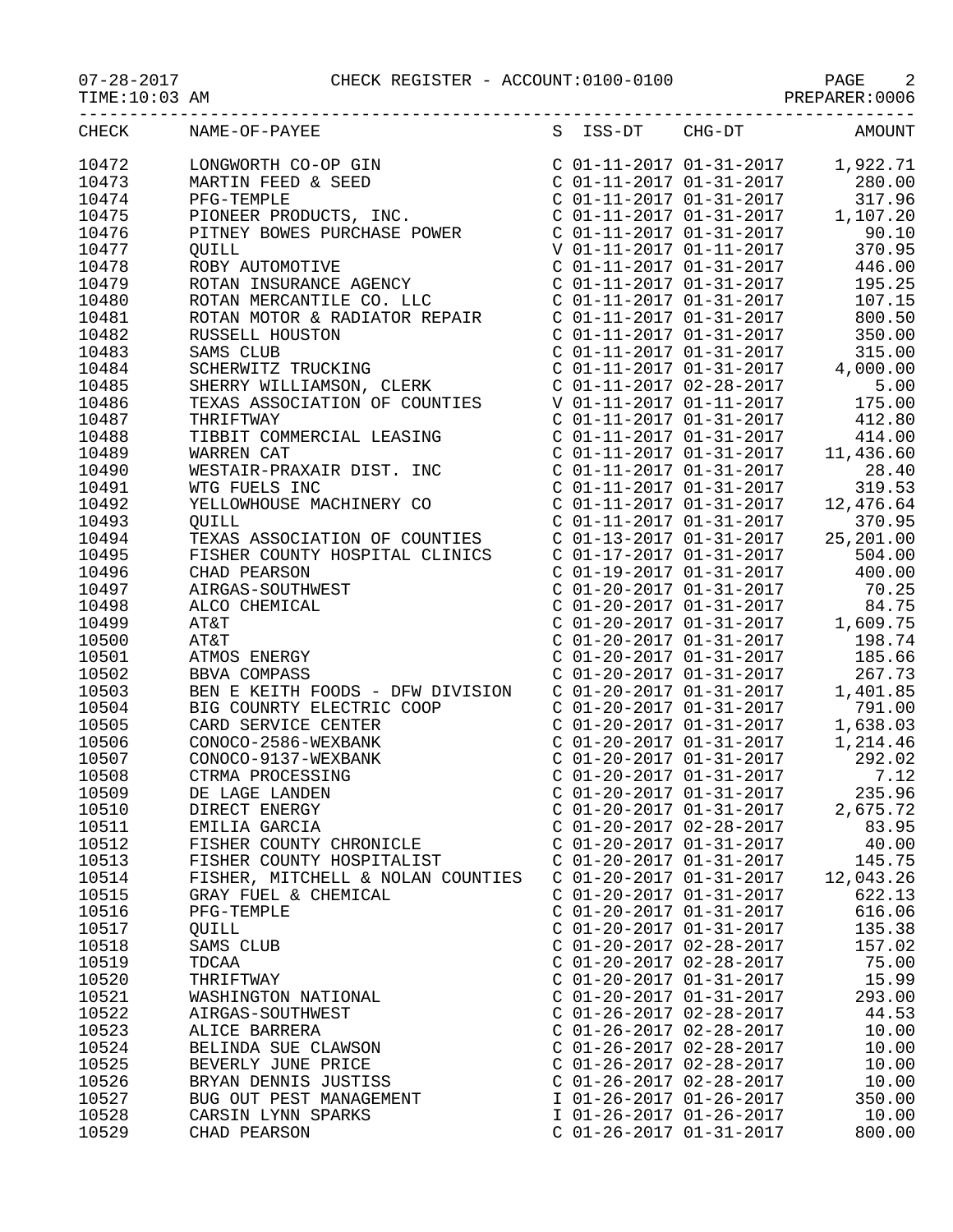07-28-2017 CHECK REGISTER - ACCOUNT:0100-0100

TIME:10:03 AM PREPARER:0006

| CHECK | NAME-OF-PAYEE | S | ISS-DT | CHG-DT | AMOUNT |
|---|---|---|---|---|---|
| 10472 | LONGWORTH CO-OP GIN | C | 01-11-2017 | 01-31-2017 | 1,922.71 |
| 10473 | MARTIN FEED & SEED | C | 01-11-2017 | 01-31-2017 | 280.00 |
| 10474 | PFG-TEMPLE | C | 01-11-2017 | 01-31-2017 | 317.96 |
| 10475 | PIONEER PRODUCTS, INC. | C | 01-11-2017 | 01-31-2017 | 1,107.20 |
| 10476 | PITNEY BOWES PURCHASE POWER | C | 01-11-2017 | 01-31-2017 | 90.10 |
| 10477 | QUILL | V | 01-11-2017 | 01-11-2017 | 370.95 |
| 10478 | ROBY AUTOMOTIVE | C | 01-11-2017 | 01-31-2017 | 446.00 |
| 10479 | ROTAN INSURANCE AGENCY | C | 01-11-2017 | 01-31-2017 | 195.25 |
| 10480 | ROTAN MERCANTILE CO. LLC | C | 01-11-2017 | 01-31-2017 | 107.15 |
| 10481 | ROTAN MOTOR & RADIATOR REPAIR | C | 01-11-2017 | 01-31-2017 | 800.50 |
| 10482 | RUSSELL HOUSTON | C | 01-11-2017 | 01-31-2017 | 350.00 |
| 10483 | SAMS CLUB | C | 01-11-2017 | 01-31-2017 | 315.00 |
| 10484 | SCHERWITZ TRUCKING | C | 01-11-2017 | 01-31-2017 | 4,000.00 |
| 10485 | SHERRY WILLIAMSON, CLERK | C | 01-11-2017 | 02-28-2017 | 5.00 |
| 10486 | TEXAS ASSOCIATION OF COUNTIES | V | 01-11-2017 | 01-11-2017 | 175.00 |
| 10487 | THRIFTWAY | C | 01-11-2017 | 01-31-2017 | 412.80 |
| 10488 | TIBBIT COMMERCIAL LEASING | C | 01-11-2017 | 01-31-2017 | 414.00 |
| 10489 | WARREN CAT | C | 01-11-2017 | 01-31-2017 | 11,436.60 |
| 10490 | WESTAIR-PRAXAIR DIST. INC | C | 01-11-2017 | 01-31-2017 | 28.40 |
| 10491 | WTG FUELS INC | C | 01-11-2017 | 01-31-2017 | 319.53 |
| 10492 | YELLOWHOUSE MACHINERY CO | C | 01-11-2017 | 01-31-2017 | 12,476.64 |
| 10493 | QUILL | C | 01-11-2017 | 01-31-2017 | 370.95 |
| 10494 | TEXAS ASSOCIATION OF COUNTIES | C | 01-13-2017 | 01-31-2017 | 25,201.00 |
| 10495 | FISHER COUNTY HOSPITAL CLINICS | C | 01-17-2017 | 01-31-2017 | 504.00 |
| 10496 | CHAD PEARSON | C | 01-19-2017 | 01-31-2017 | 400.00 |
| 10497 | AIRGAS-SOUTHWEST | C | 01-20-2017 | 01-31-2017 | 70.25 |
| 10498 | ALCO CHEMICAL | C | 01-20-2017 | 01-31-2017 | 84.75 |
| 10499 | AT&T | C | 01-20-2017 | 01-31-2017 | 1,609.75 |
| 10500 | AT&T | C | 01-20-2017 | 01-31-2017 | 198.74 |
| 10501 | ATMOS ENERGY | C | 01-20-2017 | 01-31-2017 | 185.66 |
| 10502 | BBVA COMPASS | C | 01-20-2017 | 01-31-2017 | 267.73 |
| 10503 | BEN E KEITH FOODS - DFW DIVISION | C | 01-20-2017 | 01-31-2017 | 1,401.85 |
| 10504 | BIG COUNRTY ELECTRIC COOP | C | 01-20-2017 | 01-31-2017 | 791.00 |
| 10505 | CARD SERVICE CENTER | C | 01-20-2017 | 01-31-2017 | 1,638.03 |
| 10506 | CONOCO-2586-WEXBANK | C | 01-20-2017 | 01-31-2017 | 1,214.46 |
| 10507 | CONOCO-9137-WEXBANK | C | 01-20-2017 | 01-31-2017 | 292.02 |
| 10508 | CTRMA PROCESSING | C | 01-20-2017 | 01-31-2017 | 7.12 |
| 10509 | DE LAGE LANDEN | C | 01-20-2017 | 01-31-2017 | 235.96 |
| 10510 | DIRECT ENERGY | C | 01-20-2017 | 01-31-2017 | 2,675.72 |
| 10511 | EMILIA GARCIA | C | 01-20-2017 | 02-28-2017 | 83.95 |
| 10512 | FISHER COUNTY CHRONICLE | C | 01-20-2017 | 01-31-2017 | 40.00 |
| 10513 | FISHER COUNTY HOSPITALIST | C | 01-20-2017 | 01-31-2017 | 145.75 |
| 10514 | FISHER, MITCHELL & NOLAN COUNTIES | C | 01-20-2017 | 01-31-2017 | 12,043.26 |
| 10515 | GRAY FUEL & CHEMICAL | C | 01-20-2017 | 01-31-2017 | 622.13 |
| 10516 | PFG-TEMPLE | C | 01-20-2017 | 01-31-2017 | 616.06 |
| 10517 | QUILL | C | 01-20-2017 | 01-31-2017 | 135.38 |
| 10518 | SAMS CLUB | C | 01-20-2017 | 02-28-2017 | 157.02 |
| 10519 | TDCAA | C | 01-20-2017 | 02-28-2017 | 75.00 |
| 10520 | THRIFTWAY | C | 01-20-2017 | 01-31-2017 | 15.99 |
| 10521 | WASHINGTON NATIONAL | C | 01-20-2017 | 01-31-2017 | 293.00 |
| 10522 | AIRGAS-SOUTHWEST | C | 01-26-2017 | 02-28-2017 | 44.53 |
| 10523 | ALICE BARRERA | C | 01-26-2017 | 02-28-2017 | 10.00 |
| 10524 | BELINDA SUE CLAWSON | C | 01-26-2017 | 02-28-2017 | 10.00 |
| 10525 | BEVERLY JUNE PRICE | C | 01-26-2017 | 02-28-2017 | 10.00 |
| 10526 | BRYAN DENNIS JUSTISS | C | 01-26-2017 | 02-28-2017 | 10.00 |
| 10527 | BUG OUT PEST MANAGEMENT | I | 01-26-2017 | 01-26-2017 | 350.00 |
| 10528 | CARSIN LYNN SPARKS | I | 01-26-2017 | 01-26-2017 | 10.00 |
| 10529 | CHAD PEARSON | C | 01-26-2017 | 01-31-2017 | 800.00 |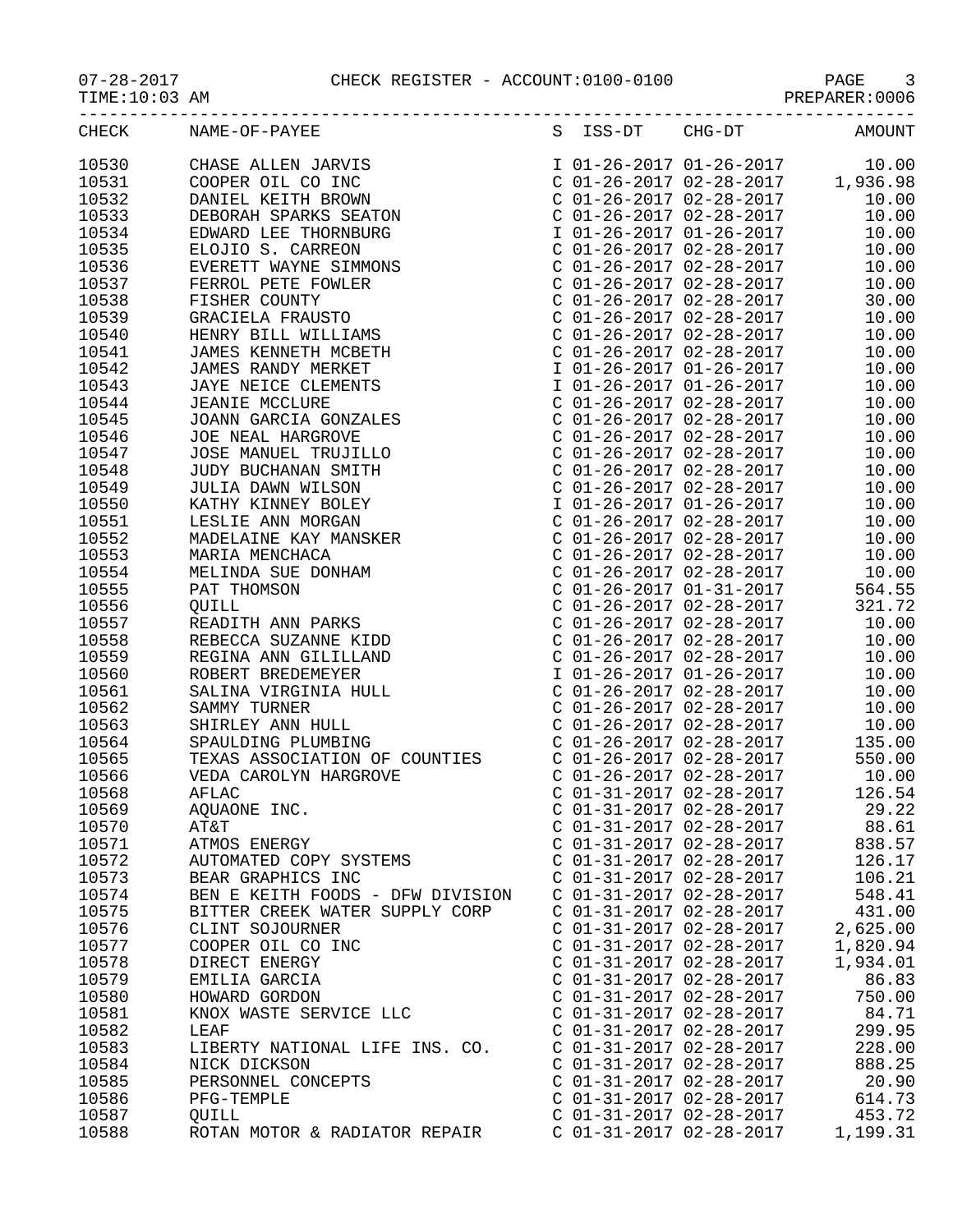07-28-2017 CHECK REGISTER - ACCOUNT:0100-0100

TIME:10:03 AM PREPARER:0006

| CHECK | NAME-OF-PAYEE | S | ISS-DT | CHG-DT | AMOUNT |
|---|---|---|---|---|---|
| 10530 | CHASE ALLEN JARVIS | I | 01-26-2017 | 01-26-2017 | 10.00 |
| 10531 | COOPER OIL CO INC | C | 01-26-2017 | 02-28-2017 | 1,936.98 |
| 10532 | DANIEL KEITH BROWN | C | 01-26-2017 | 02-28-2017 | 10.00 |
| 10533 | DEBORAH SPARKS SEATON | C | 01-26-2017 | 02-28-2017 | 10.00 |
| 10534 | EDWARD LEE THORNBURG | I | 01-26-2017 | 01-26-2017 | 10.00 |
| 10535 | ELOJIO S. CARREON | C | 01-26-2017 | 02-28-2017 | 10.00 |
| 10536 | EVERETT WAYNE SIMMONS | C | 01-26-2017 | 02-28-2017 | 10.00 |
| 10537 | FERROL PETE FOWLER | C | 01-26-2017 | 02-28-2017 | 10.00 |
| 10538 | FISHER COUNTY | C | 01-26-2017 | 02-28-2017 | 30.00 |
| 10539 | GRACIELA FRAUSTO | C | 01-26-2017 | 02-28-2017 | 10.00 |
| 10540 | HENRY BILL WILLIAMS | C | 01-26-2017 | 02-28-2017 | 10.00 |
| 10541 | JAMES KENNETH MCBETH | C | 01-26-2017 | 02-28-2017 | 10.00 |
| 10542 | JAMES RANDY MERKET | I | 01-26-2017 | 01-26-2017 | 10.00 |
| 10543 | JAYE NEICE CLEMENTS | I | 01-26-2017 | 01-26-2017 | 10.00 |
| 10544 | JEANIE MCCLURE | C | 01-26-2017 | 02-28-2017 | 10.00 |
| 10545 | JOANN GARCIA GONZALES | C | 01-26-2017 | 02-28-2017 | 10.00 |
| 10546 | JOE NEAL HARGROVE | C | 01-26-2017 | 02-28-2017 | 10.00 |
| 10547 | JOSE MANUEL TRUJILLO | C | 01-26-2017 | 02-28-2017 | 10.00 |
| 10548 | JUDY BUCHANAN SMITH | C | 01-26-2017 | 02-28-2017 | 10.00 |
| 10549 | JULIA DAWN WILSON | C | 01-26-2017 | 02-28-2017 | 10.00 |
| 10550 | KATHY KINNEY BOLEY | I | 01-26-2017 | 01-26-2017 | 10.00 |
| 10551 | LESLIE ANN MORGAN | C | 01-26-2017 | 02-28-2017 | 10.00 |
| 10552 | MADELAINE KAY MANSKER | C | 01-26-2017 | 02-28-2017 | 10.00 |
| 10553 | MARIA MENCHACA | C | 01-26-2017 | 02-28-2017 | 10.00 |
| 10554 | MELINDA SUE DONHAM | C | 01-26-2017 | 02-28-2017 | 10.00 |
| 10555 | PAT THOMSON | C | 01-26-2017 | 01-31-2017 | 564.55 |
| 10556 | QUILL | C | 01-26-2017 | 02-28-2017 | 321.72 |
| 10557 | READITH ANN PARKS | C | 01-26-2017 | 02-28-2017 | 10.00 |
| 10558 | REBECCA SUZANNE KIDD | C | 01-26-2017 | 02-28-2017 | 10.00 |
| 10559 | REGINA ANN GILILLAND | C | 01-26-2017 | 02-28-2017 | 10.00 |
| 10560 | ROBERT BREDEMEYER | I | 01-26-2017 | 01-26-2017 | 10.00 |
| 10561 | SALINA VIRGINIA HULL | C | 01-26-2017 | 02-28-2017 | 10.00 |
| 10562 | SAMMY TURNER | C | 01-26-2017 | 02-28-2017 | 10.00 |
| 10563 | SHIRLEY ANN HULL | C | 01-26-2017 | 02-28-2017 | 10.00 |
| 10564 | SPAULDING PLUMBING | C | 01-26-2017 | 02-28-2017 | 135.00 |
| 10565 | TEXAS ASSOCIATION OF COUNTIES | C | 01-26-2017 | 02-28-2017 | 550.00 |
| 10566 | VEDA CAROLYN HARGROVE | C | 01-26-2017 | 02-28-2017 | 10.00 |
| 10568 | AFLAC | C | 01-31-2017 | 02-28-2017 | 126.54 |
| 10569 | AQUAONE INC. | C | 01-31-2017 | 02-28-2017 | 29.22 |
| 10570 | AT&T | C | 01-31-2017 | 02-28-2017 | 88.61 |
| 10571 | ATMOS ENERGY | C | 01-31-2017 | 02-28-2017 | 838.57 |
| 10572 | AUTOMATED COPY SYSTEMS | C | 01-31-2017 | 02-28-2017 | 126.17 |
| 10573 | BEAR GRAPHICS INC | C | 01-31-2017 | 02-28-2017 | 106.21 |
| 10574 | BEN E KEITH FOODS - DFW DIVISION | C | 01-31-2017 | 02-28-2017 | 548.41 |
| 10575 | BITTER CREEK WATER SUPPLY CORP | C | 01-31-2017 | 02-28-2017 | 431.00 |
| 10576 | CLINT SOJOURNER | C | 01-31-2017 | 02-28-2017 | 2,625.00 |
| 10577 | COOPER OIL CO INC | C | 01-31-2017 | 02-28-2017 | 1,820.94 |
| 10578 | DIRECT ENERGY | C | 01-31-2017 | 02-28-2017 | 1,934.01 |
| 10579 | EMILIA GARCIA | C | 01-31-2017 | 02-28-2017 | 86.83 |
| 10580 | HOWARD GORDON | C | 01-31-2017 | 02-28-2017 | 750.00 |
| 10581 | KNOX WASTE SERVICE LLC | C | 01-31-2017 | 02-28-2017 | 84.71 |
| 10582 | LEAF | C | 01-31-2017 | 02-28-2017 | 299.95 |
| 10583 | LIBERTY NATIONAL LIFE INS. CO. | C | 01-31-2017 | 02-28-2017 | 228.00 |
| 10584 | NICK DICKSON | C | 01-31-2017 | 02-28-2017 | 888.25 |
| 10585 | PERSONNEL CONCEPTS | C | 01-31-2017 | 02-28-2017 | 20.90 |
| 10586 | PFG-TEMPLE | C | 01-31-2017 | 02-28-2017 | 614.73 |
| 10587 | QUILL | C | 01-31-2017 | 02-28-2017 | 453.72 |
| 10588 | ROTAN MOTOR & RADIATOR REPAIR | C | 01-31-2017 | 02-28-2017 | 1,199.31 |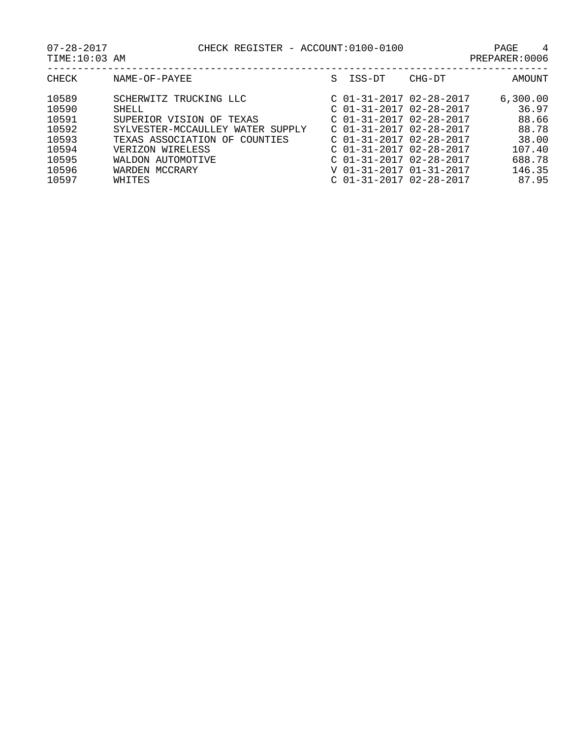CHECK REGISTER - ACCOUNT:0100-0100

07-28-2017
TIME:10:03 AM
PREPARER:0006

| CHECK | NAME-OF-PAYEE | S | ISS-DT | CHG-DT | AMOUNT |
|---|---|---|---|---|---|
| 10589 | SCHERWITZ TRUCKING LLC | C | 01-31-2017 | 02-28-2017 | 6,300.00 |
| 10590 | SHELL | C | 01-31-2017 | 02-28-2017 | 36.97 |
| 10591 | SUPERIOR VISION OF TEXAS | C | 01-31-2017 | 02-28-2017 | 88.66 |
| 10592 | SYLVESTER-MCCAULLEY WATER SUPPLY | C | 01-31-2017 | 02-28-2017 | 88.78 |
| 10593 | TEXAS ASSOCIATION OF COUNTIES | C | 01-31-2017 | 02-28-2017 | 38.00 |
| 10594 | VERIZON WIRELESS | C | 01-31-2017 | 02-28-2017 | 107.40 |
| 10595 | WALDON AUTOMOTIVE | C | 01-31-2017 | 02-28-2017 | 688.78 |
| 10596 | WARDEN MCCRARY | V | 01-31-2017 | 01-31-2017 | 146.35 |
| 10597 | WHITES | C | 01-31-2017 | 02-28-2017 | 87.95 |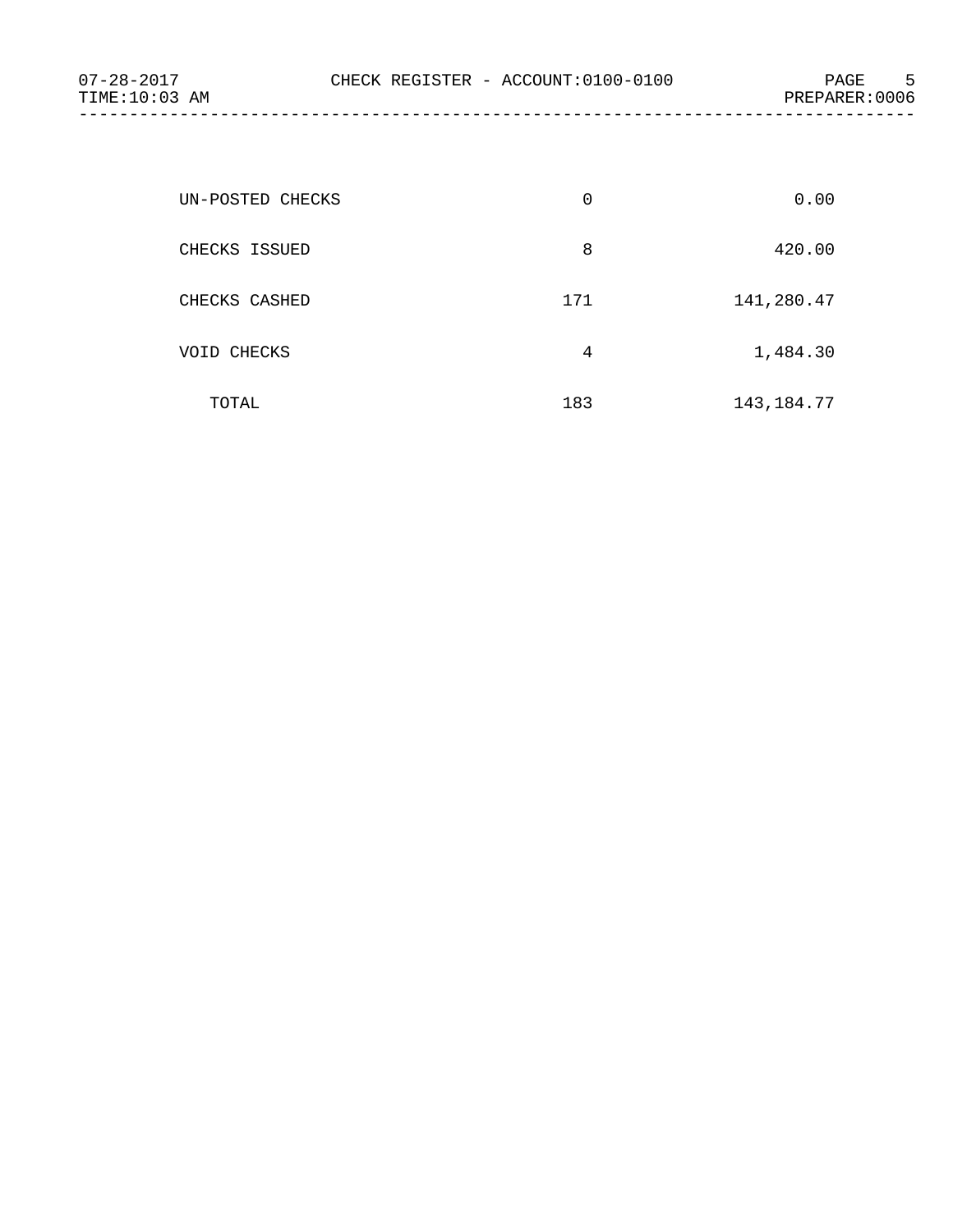CHECK REGISTER - ACCOUNT:0100-0100

07-28-2017
TIME:10:03 AM
PREPARER:0006

| | | |
|---|---|---|
| UN-POSTED CHECKS | 0 | 0.00 |
| CHECKS ISSUED | 8 | 420.00 |
| CHECKS CASHED | 171 | 141,280.47 |
| VOID CHECKS | 4 | 1,484.30 |
| TOTAL | 183 | 143,184.77 |